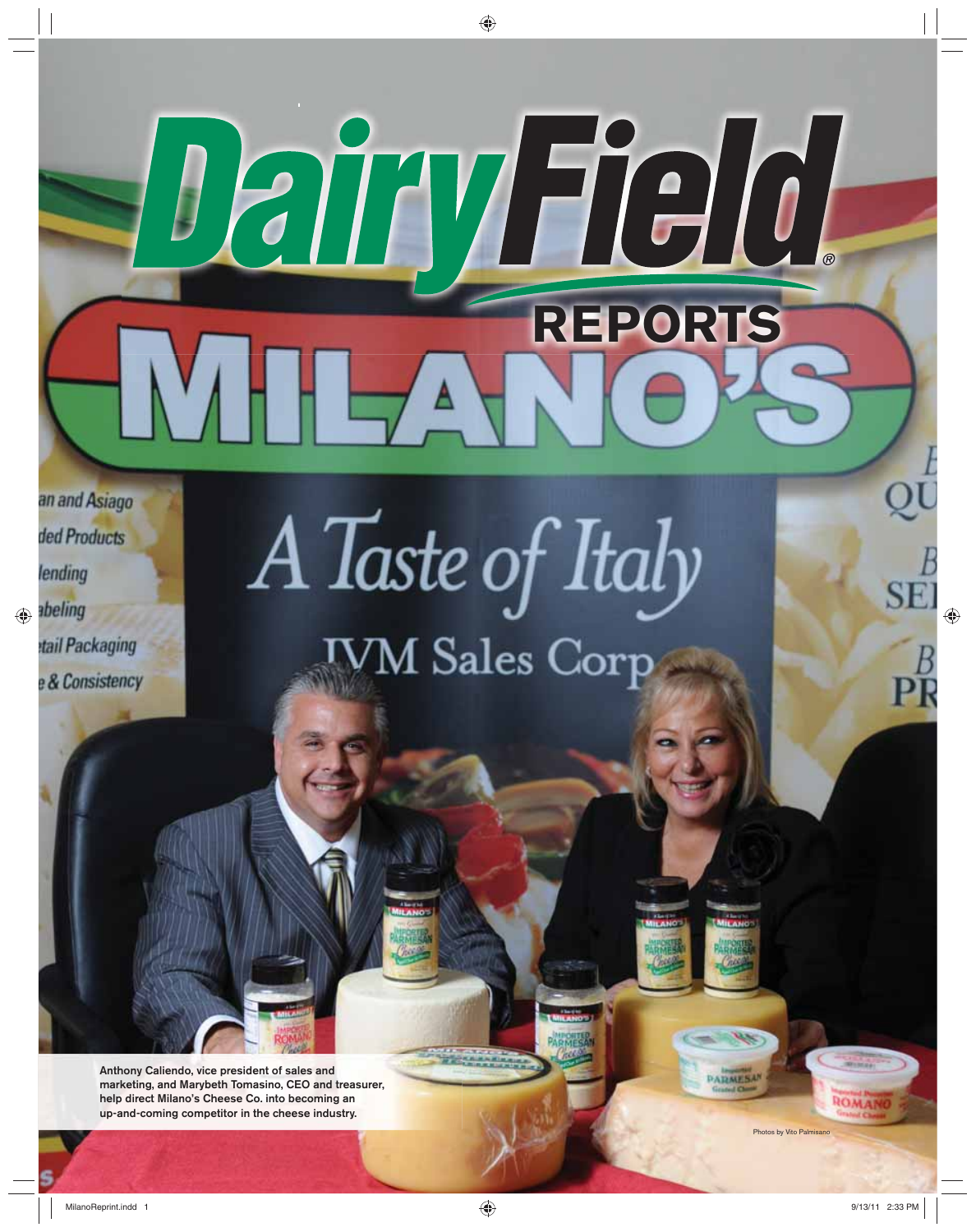# DairyField REPORTS

Anthony Caliendo, vice president of sales and marketing, and Marybeth Tomasino, CEO and treasurer, help direct Milano's Cheese Co. into becoming an up-and-coming competitor in the cheese industry.

Photos by Vito Palmisano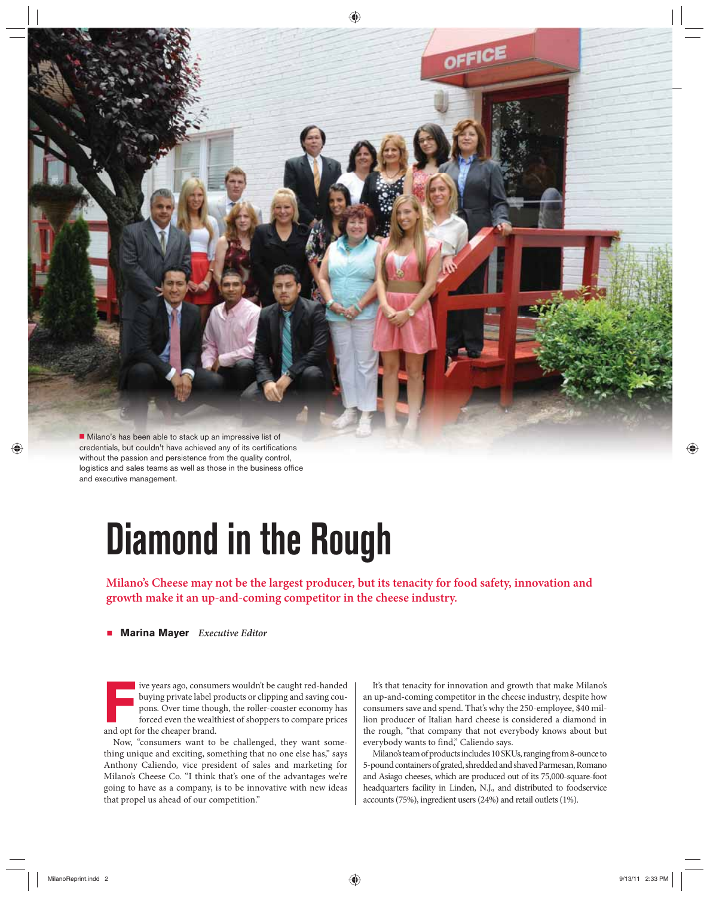Milano's has been able to stack up an impressive list of credentials, but couldn't have achieved any of its certifications without the passion and persistence from the quality control, logistics and sales teams as well as those in the business office and executive management.

# Diamond in the Rough

**Milano's Cheese may not be the largest producer, but its tenacity for food safety, innovation and growth make it an up-and-coming competitor in the cheese industry.**

**Marina Mayer** *Executive Editor*

Five years ago, consumers wouldn't be caught red-handed buying private label products or clipping and saving coupons. Over time though, the roller-coaster economy has forced even the wealthiest of shoppers to compare prices and opt for the cheaper brand.

Now, "consumers want to be challenged, they want something unique and exciting, something that no one else has," says Anthony Caliendo, vice president of sales and marketing for Milano's Cheese Co. "I think that's one of the advantages we're going to have as a company, is to be innovative with new ideas that propel us ahead of our competition."

It's that tenacity for innovation and growth that make Milano's an up-and-coming competitor in the cheese industry, despite how consumers save and spend. That's why the 250-employee, $40 million producer of Italian hard cheese is considered a diamond in the rough, "that company that not everybody knows about but everybody wants to find," Caliendo says.

Milano's team of products includes 10 SKUs, ranging from 8-ounce to 5-pound containers of grated, shredded and shaved Parmesan, Romano and Asiago cheeses, which are produced out of its 75,000-square-foot headquarters facility in Linden, N.J., and distributed to foodservice accounts (75%), ingredient users (24%) and retail outlets (1%).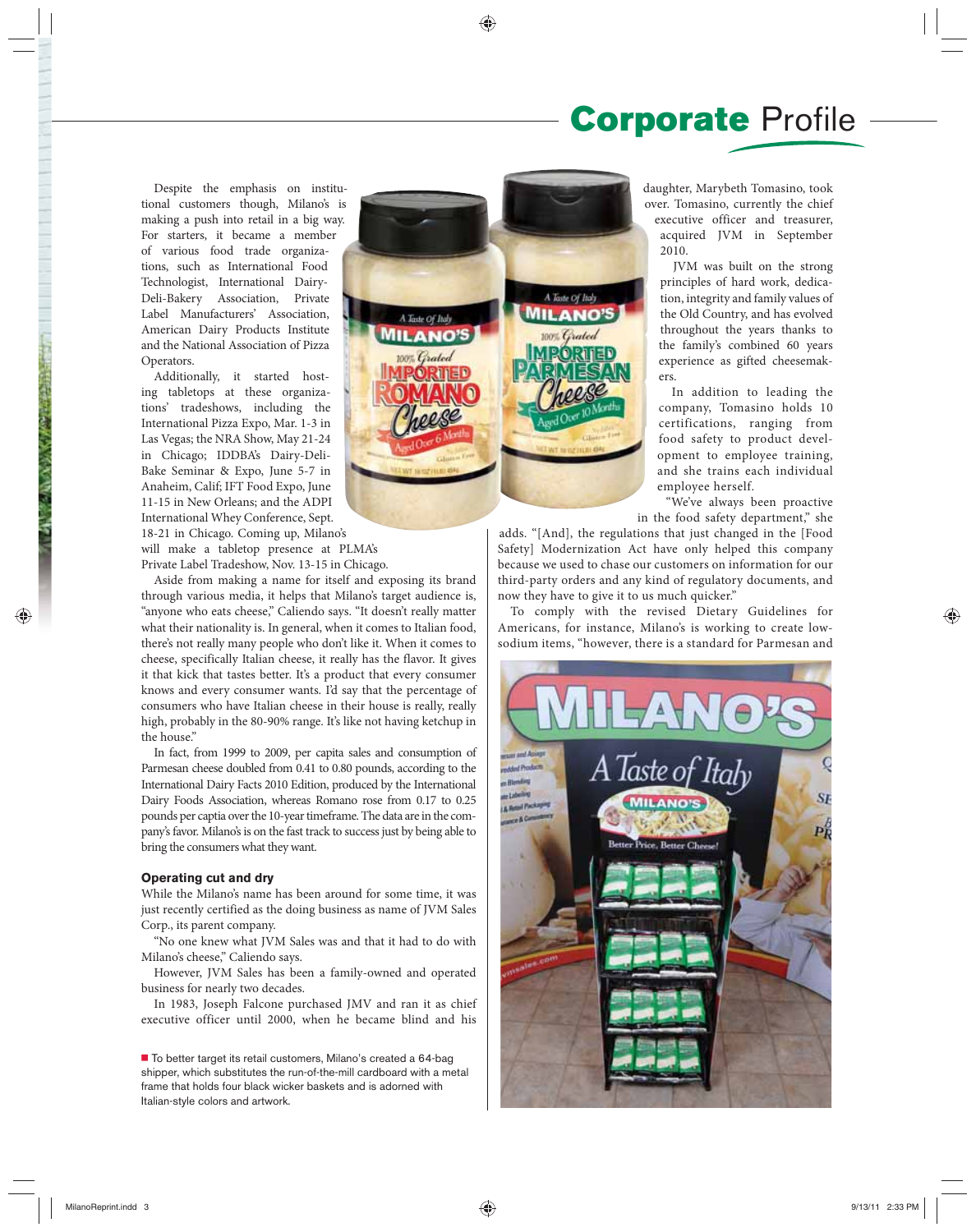Despite the emphasis on institutional customers though, Milano's is making a push into retail in a big way. For starters, it became a member of various food trade organizations, such as International Food Technologist, International Dairy-Deli-Bakery Association, Private Label Manufacturers' Association, American Dairy Products Institute and the National Association of Pizza Operators.

Additionally, it started hosting tabletops at these organizations' tradeshows, including the International Pizza Expo, Mar. 1-3 in Las Vegas; the NRA Show, May 21-24 in Chicago; IDDBA's Dairy-Deli-Bake Seminar & Expo, June 5-7 in Anaheim, Calif; IFT Food Expo, June 11-15 in New Orleans; and the ADPI International Whey Conference, Sept. 18-21 in Chicago. Coming up, Milano's will make a tabletop presence at PLMA's Private Label Tradeshow, Nov. 13-15 in Chicago.

Aside from making a name for itself and exposing its brand through various media, it helps that Milano's target audience is, "anyone who eats cheese," Caliendo says. "It doesn't really matter what their nationality is. In general, when it comes to Italian food, there's not really many people who don't like it. When it comes to cheese, specifically Italian cheese, it really has the flavor. It gives it that kick that tastes better. It's a product that every customer knows and every consumer wants. I'd say that the percentage of consumers who have Italian cheese in their house is really, really high, probably in the 80-90% range. It's like not having ketchup in the house."

In fact, from 1999 to 2009, per capita sales and consumption of Parmesan cheese doubled from 0.41 to 0.80 pounds, according to the International Dairy Facts 2010 Edition, produced by the International Dairy Foods Association, whereas Romano rose from 0.17 to 0.25 pounds per captia over the 10-year timeframe. The data are in the company's favor. Milano's is on the fast track to success just by being able to bring the consumers what they want.

### Operating cut and dry

While the Milano's name has been around for some time, it was just recently certified as the doing business as name of JVM Sales Corp., its parent company.

"No one knew what JVM Sales was and that it had to do with Milano's cheese," Caliendo says.

However, JVM Sales has been a family-owned and operated business for nearly two decades.

In 1983, Joseph Falcone purchased JMV and ran it as chief executive officer until 2000, when he became blind and his daughter, Marybeth Tomasino, took over. Tomasino, currently the chief executive officer and treasurer, acquired JVM in September 2010.

JVM was built on the strong principles of hard work, dedication, integrity and family values of the Old Country, and has evolved throughout the years thanks to the family's combined 60 years experience as gifted cheesemakers.

In addition to leading the company, Tomasino holds 10 certifications, ranging from food safety to product development to employee training, and she trains each individual employee herself.

"We've always been proactive in the food safety department," she adds. "[And], the regulations that just changed in the [Food Safety] Modernization Act have only helped this company because we used to chase our customers on information for our third-party orders and any kind of regulatory documents, and now they have to give it to us much quicker."

To comply with the revised Dietary Guidelines for Americans, for instance, Milano's is working to create low-sodium items, "however, there is a standard for Parmesan and

■ To better target its retail customers, Milano's created a 64-bag shipper, which substitutes the run-of-the-mill cardboard with a metal frame that holds four black wicker baskets and is adorned with Italian-style colors and artwork.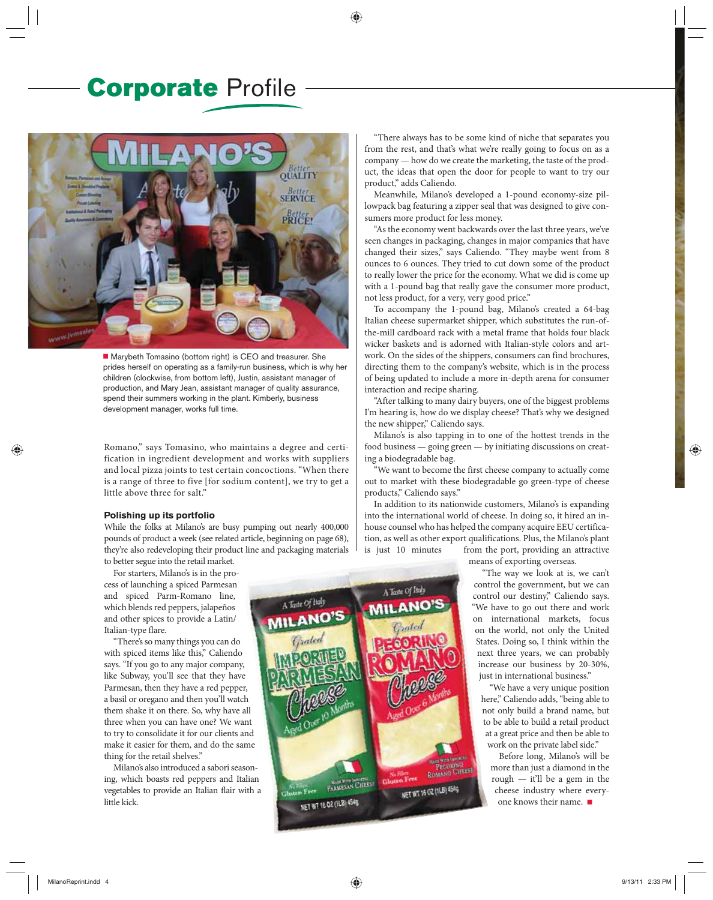# **Corporate** Profile

■ Marybeth Tomasino (bottom right) is CEO and treasurer. She prides herself on operating as a family-run business, which is why her children (clockwise, from bottom left), Justin, assistant manager of production, and Mary Jean, assistant manager of quality assurance, spend their summers working in the plant. Kimberly, business development manager, works full time.

Romano," says Tomasino, who maintains a degree and certification in ingredient development and works with suppliers and local pizza joints to test certain concoctions. "When there is a range of three to five [for sodium content], we try to get a little above three for salt."

### Polishing up its portfolio

While the folks at Milano's are busy pumping out nearly 400,000 pounds of product a week (see related article, beginning on page 68), they're also redeveloping their product line and packaging materials to better segue into the retail market.

For starters, Milano's is in the process of launching a spiced Parmesan and spiced Parm-Romano line, which blends red peppers, jalapeños and other spices to provide a Latin/Italian-type flare.

"There's so many things you can do with spiced items like this," Caliendo says. "If you go to any major company, like Subway, you'll see that they have Parmesan, then they have a red pepper, a basil or oregano and then you'll watch them shake it on there. So, why have all three when you can have one? We want to try to consolidate it for our clients and make it easier for them, and do the same thing for the retail shelves."

Milano's also introduced a sabori seasoning, which boasts red peppers and Italian vegetables to provide an Italian flair with a little kick.

"There always has to be some kind of niche that separates you from the rest, and that's what we're really going to focus on as a company — how do we create the marketing, the taste of the product, the ideas that open the door for people to want to try our product," adds Caliendo.

Meanwhile, Milano's developed a 1-pound economy-size pillowpack bag featuring a zipper seal that was designed to give consumers more product for less money.

"As the economy went backwards over the last three years, we've seen changes in packaging, changes in major companies that have changed their sizes," says Caliendo. "They maybe went from 8 ounces to 6 ounces. They tried to cut down some of the product to really lower the price for the economy. What we did is come up with a 1-pound bag that really gave the consumer more product, not less product, for a very, very good price."

To accompany the 1-pound bag, Milano's created a 64-bag Italian cheese supermarket shipper, which substitutes the run-of-the-mill cardboard rack with a metal frame that holds four black wicker baskets and is adorned with Italian-style colors and artwork. On the sides of the shippers, consumers can find brochures, directing them to the company's website, which is in the process of being updated to include a more in-depth arena for consumer interaction and recipe sharing.

"After talking to many dairy buyers, one of the biggest problems I'm hearing is, how do we display cheese? That's why we designed the new shipper," Caliendo says.

Milano's is also tapping in to one of the hottest trends in the food business — going green — by initiating discussions on creating a biodegradable bag.

"We want to become the first cheese company to actually come out to market with these biodegradable go green-type of cheese products," Caliendo says."

In addition to its nationwide customers, Milano's is expanding into the international world of cheese. In doing so, it hired an in-house counsel who has helped the company acquire EEU certification, as well as other export qualifications. Plus, the Milano's plant is just 10 minutes from the port, providing an attractive means of exporting overseas.

"The way we look at is, we can't control the government, but we can control our destiny," Caliendo says. "We have to go out there and work on international markets, focus on the world, not only the United States. Doing so, I think within the next three years, we can probably increase our business by 20-30%, just in international business."

"We have a very unique position here," Caliendo adds, "being able to not only build a brand name, but to be able to build a retail product at a great price and then be able to work on the private label side."

Before long, Milano's will be more than just a diamond in the rough — it'll be a gem in the cheese industry where everyone knows their name. ■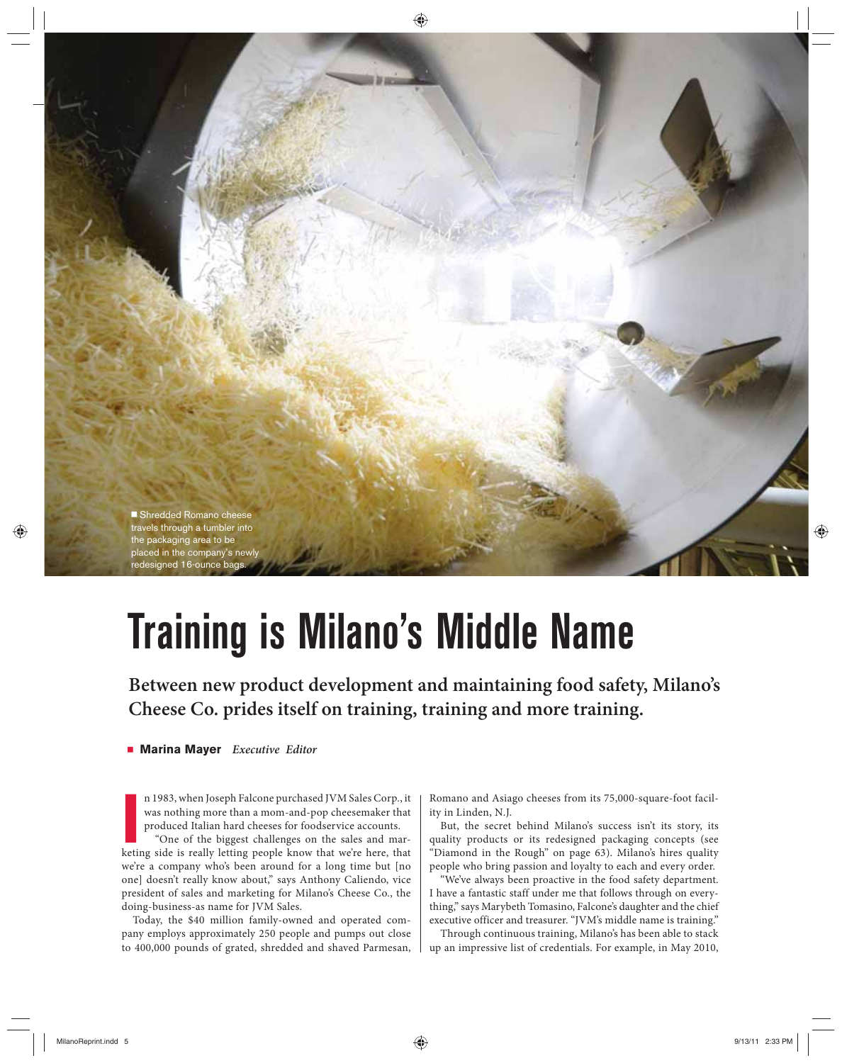Shredded Romano cheese travels through a tumbler into the packaging area to be placed in the company's newly redesigned 16-ounce bags.

# Training is Milano's Middle Name

**Between new product development and maintaining food safety, Milano's Cheese Co. prides itself on training, training and more training.**

**Marina Mayer** *Executive Editor*

In 1983, when Joseph Falcone purchased JVM Sales Corp., it was nothing more than a mom-and-pop cheesemaker that produced Italian hard cheeses for foodservice accounts.

"One of the biggest challenges on the sales and marketing side is really letting people know that we're here, that we're a company who's been around for a long time but [no one] doesn't really know about," says Anthony Caliendo, vice president of sales and marketing for Milano's Cheese Co., the doing-business-as name for JVM Sales.

Today, the $40 million family-owned and operated company employs approximately 250 people and pumps out close to 400,000 pounds of grated, shredded and shaved Parmesan, Romano and Asiago cheeses from its 75,000-square-foot facility in Linden, N.J.

But, the secret behind Milano's success isn't its story, its quality products or its redesigned packaging concepts (see "Diamond in the Rough" on page 63). Milano's hires quality people who bring passion and loyalty to each and every order.

"We've always been proactive in the food safety department. I have a fantastic staff under me that follows through on everything," says Marybeth Tomasino, Falcone's daughter and the chief executive officer and treasurer. "JVM's middle name is training."

Through continuous training, Milano's has been able to stack up an impressive list of credentials. For example, in May 2010,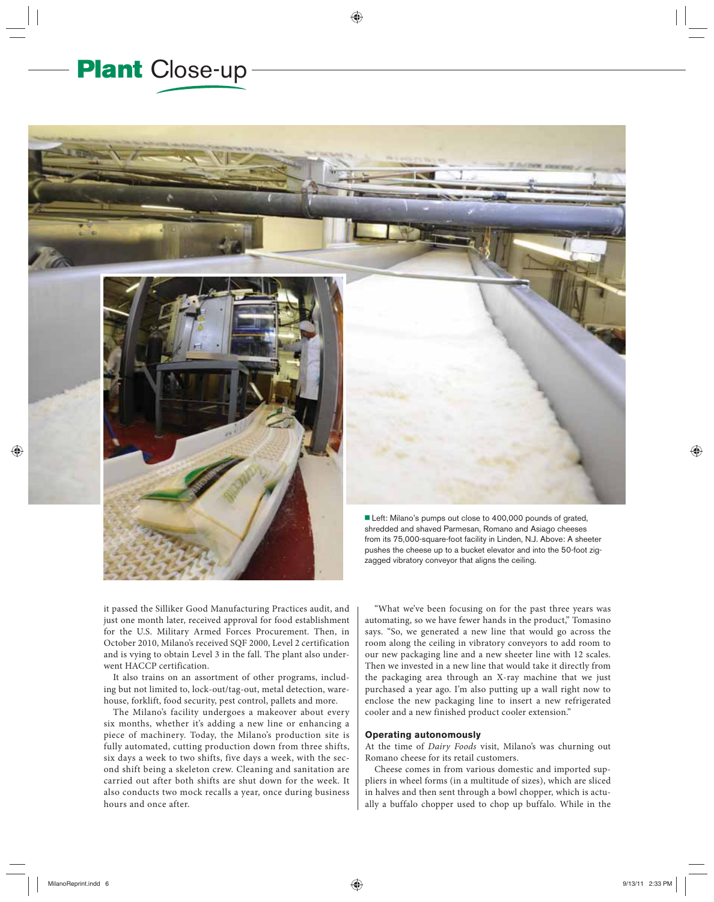■ Left: Milano's pumps out close to 400,000 pounds of grated, shredded and shaved Parmesan, Romano and Asiago cheeses from its 75,000-square-foot facility in Linden, N.J. Above: A sheeter pushes the cheese up to a bucket elevator and into the 50-foot zig-zagged vibratory conveyor that aligns the ceiling.

it passed the Silliker Good Manufacturing Practices audit, and just one month later, received approval for food establishment for the U.S. Military Armed Forces Procurement. Then, in October 2010, Milano's received SQF 2000, Level 2 certification and is vying to obtain Level 3 in the fall. The plant also underwent HACCP certification.

It also trains on an assortment of other programs, including but not limited to, lock-out/tag-out, metal detection, warehouse, forklift, food security, pest control, pallets and more.

The Milano's facility undergoes a makeover about every six months, whether it's adding a new line or enhancing a piece of machinery. Today, the Milano's production site is fully automated, cutting production down from three shifts, six days a week to two shifts, five days a week, with the second shift being a skeleton crew. Cleaning and sanitation are carried out after both shifts are shut down for the week. It also conducts two mock recalls a year, once during business hours and once after.

"What we've been focusing on for the past three years was automating, so we have fewer hands in the product," Tomasino says. "So, we generated a new line that would go across the room along the ceiling in vibratory conveyors to add room to our new packaging line and a new sheeter line with 12 scales. Then we invested in a new line that would take it directly from the packaging area through an X-ray machine that we just purchased a year ago. I'm also putting up a wall right now to enclose the new packaging line to insert a new refrigerated cooler and a new finished product cooler extension."

### Operating autonomously

At the time of *Dairy Foods* visit, Milano's was churning out Romano cheese for its retail customers.

Cheese comes in from various domestic and imported suppliers in wheel forms (in a multitude of sizes), which are sliced in halves and then sent through a bowl chopper, which is actually a buffalo chopper used to chop up buffalo. While in the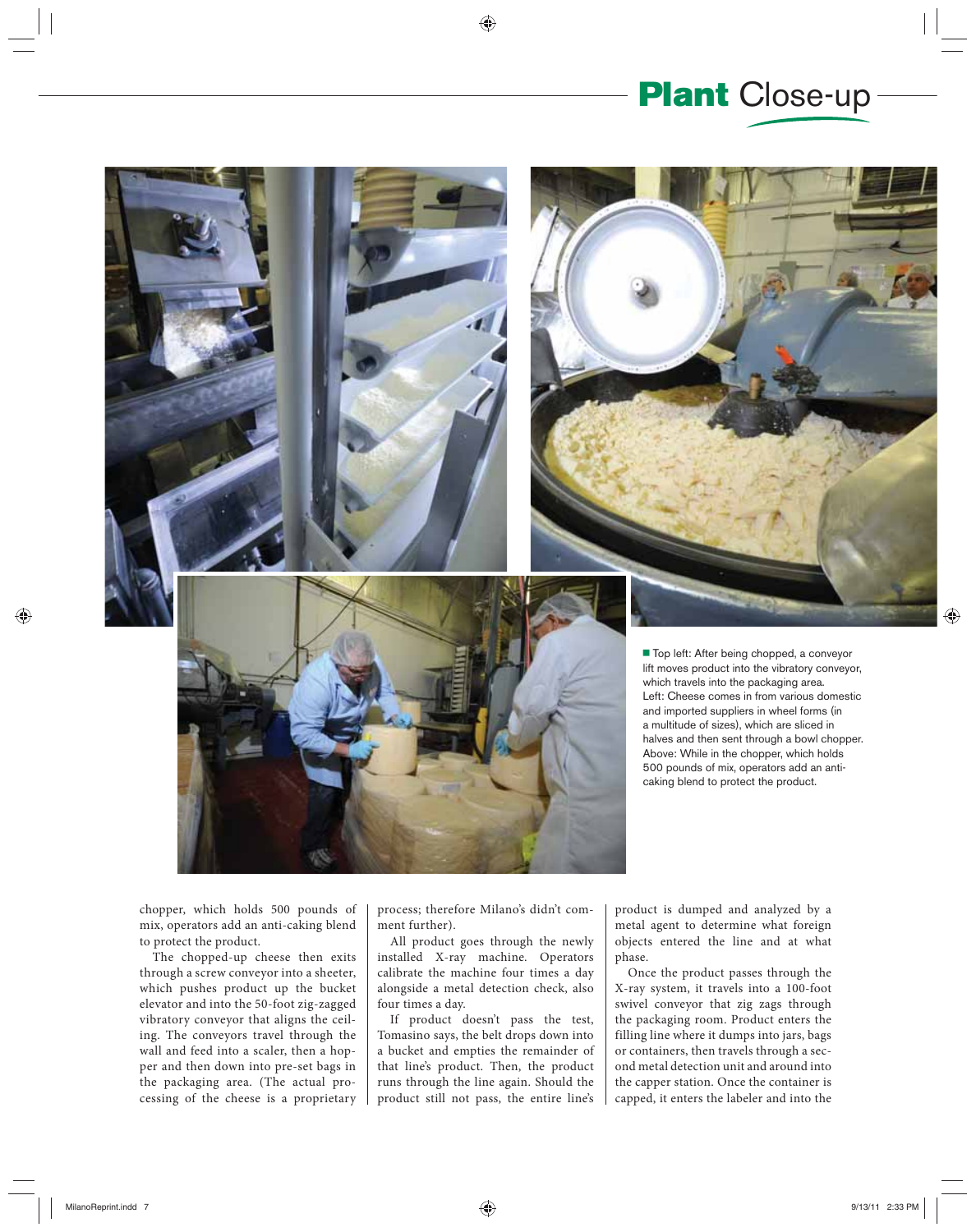■ Top left: After being chopped, a conveyor lift moves product into the vibratory conveyor, which travels into the packaging area.
Left: Cheese comes in from various domestic and imported suppliers in wheel forms (in a multitude of sizes), which are sliced in halves and then sent through a bowl chopper.
Above: While in the chopper, which holds 500 pounds of mix, operators add an anti-caking blend to protect the product.

chopper, which holds 500 pounds of mix, operators add an anti-caking blend to protect the product.

The chopped-up cheese then exits through a screw conveyor into a sheeter, which pushes product up the bucket elevator and into the 50-foot zig-zagged vibratory conveyor that aligns the ceiling. The conveyors travel through the wall and feed into a scaler, then a hopper and then down into pre-set bags in the packaging area. (The actual processing of the cheese is a proprietary process; therefore Milano's didn't comment further).

All product goes through the newly installed X-ray machine. Operators calibrate the machine four times a day alongside a metal detection check, also four times a day.

If product doesn't pass the test, Tomasino says, the belt drops down into a bucket and empties the remainder of that line's product. Then, the product runs through the line again. Should the product still not pass, the entire line's product is dumped and analyzed by a metal agent to determine what foreign objects entered the line and at what phase.

Once the product passes through the X-ray system, it travels into a 100-foot swivel conveyor that zig zags through the packaging room. Product enters the filling line where it dumps into jars, bags or containers, then travels through a second metal detection unit and around into the capper station. Once the container is capped, it enters the labeler and into the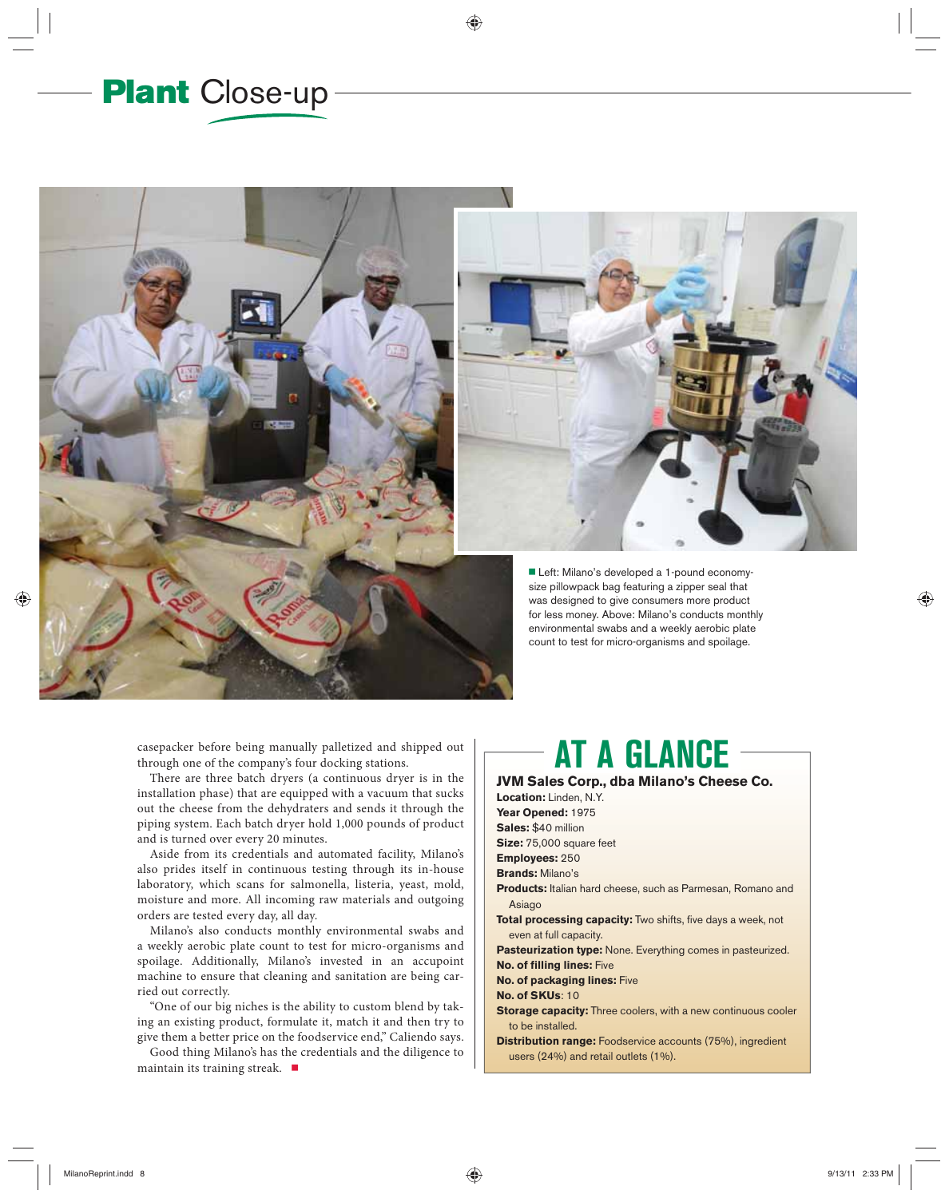■ Left: Milano's developed a 1-pound economy-size pillowpack bag featuring a zipper seal that was designed to give consumers more product for less money. Above: Milano's conducts monthly environmental swabs and a weekly aerobic plate count to test for micro-organisms and spoilage.

casepacker before being manually palletized and shipped out through one of the company's four docking stations.

There are three batch dryers (a continuous dryer is in the installation phase) that are equipped with a vacuum that sucks out the cheese from the dehydraters and sends it through the piping system. Each batch dryer hold 1,000 pounds of product and is turned over every 20 minutes.

Aside from its credentials and automated facility, Milano's also prides itself in continuous testing through its in-house laboratory, which scans for salmonella, listeria, yeast, mold, moisture and more. All incoming raw materials and outgoing orders are tested every day, all day.

Milano's also conducts monthly environmental swabs and a weekly aerobic plate count to test for micro-organisms and spoilage. Additionally, Milano's invested in an accupoint machine to ensure that cleaning and sanitation are being carried out correctly.

"One of our big niches is the ability to custom blend by taking an existing product, formulate it, match it and then try to give them a better price on the foodservice end," Caliendo says.

Good thing Milano's has the credentials and the diligence to maintain its training streak. ■

## AT A GLANCE

**JVM Sales Corp., dba Milano's Cheese Co.**

**Location:** Linden, N.Y.

**Year Opened:** 1975

**Sales:** $40 million

**Size:** 75,000 square feet

**Employees:** 250

**Brands:** Milano's

**Products:** Italian hard cheese, such as Parmesan, Romano and Asiago

**Total processing capacity:** Two shifts, five days a week, not even at full capacity.

**Pasteurization type:** None. Everything comes in pasteurized.

**No. of filling lines:** Five

**No. of packaging lines:** Five

**No. of SKUs**: 10

**Storage capacity:** Three coolers, with a new continuous cooler to be installed.

**Distribution range:** Foodservice accounts (75%), ingredient users (24%) and retail outlets (1%).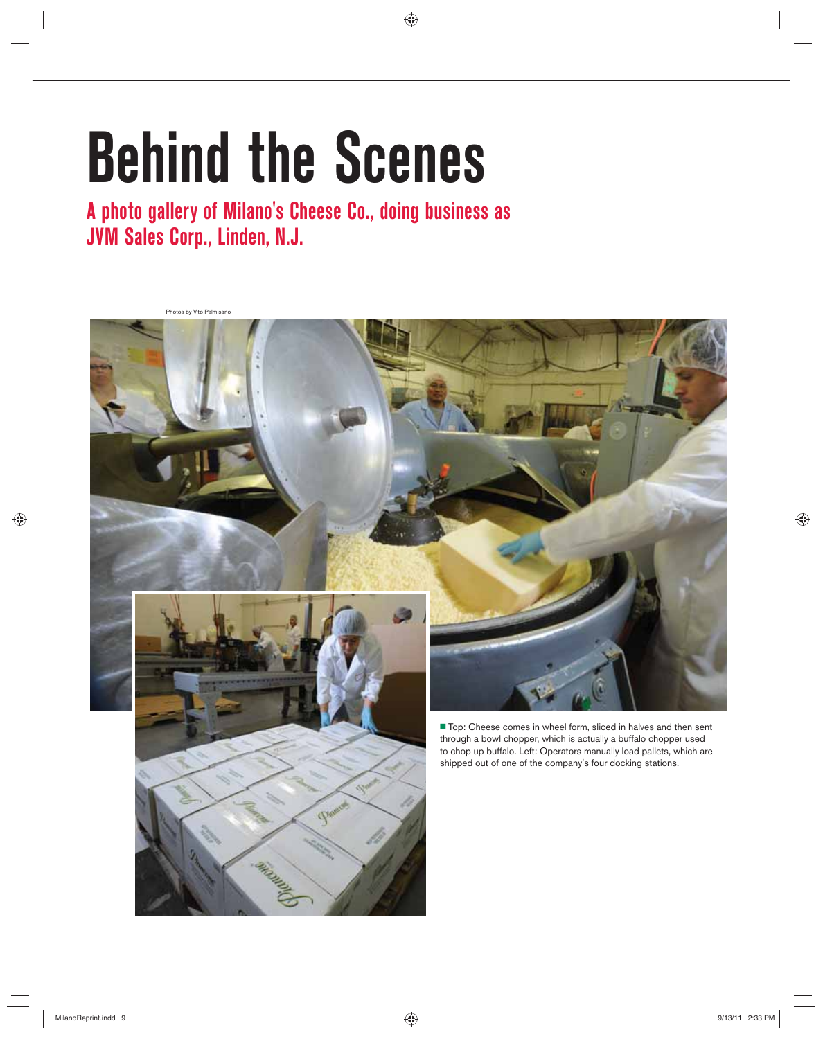# Behind the Scenes

## A photo gallery of Milano's Cheese Co., doing business as JVM Sales Corp., Linden, N.J.

Photos by Vito Palmisano

■ Top: Cheese comes in wheel form, sliced in halves and then sent through a bowl chopper, which is actually a buffalo chopper used to chop up buffalo. Left: Operators manually load pallets, which are shipped out of one of the company's four docking stations.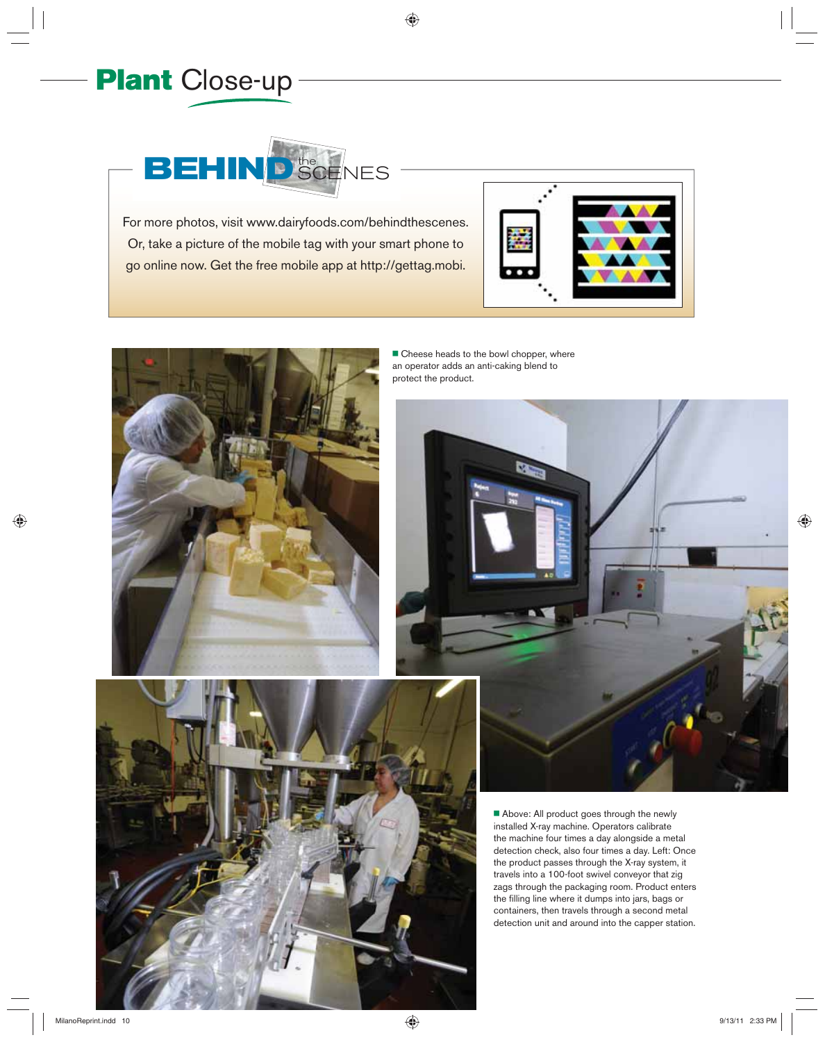## Plant Close-up

### BEHIND the SCENES

For more photos, visit www.dairyfoods.com/behindthescenes. Or, take a picture of the mobile tag with your smart phone to go online now. Get the free mobile app at http://gettag.mobi.

Cheese heads to the bowl chopper, where an operator adds an anti-caking blend to protect the product.

Above: All product goes through the newly installed X-ray machine. Operators calibrate the machine four times a day alongside a metal detection check, also four times a day. Left: Once the product passes through the X-ray system, it travels into a 100-foot swivel conveyor that zig zags through the packaging room. Product enters the filling line where it dumps into jars, bags or containers, then travels through a second metal detection unit and around into the capper station.